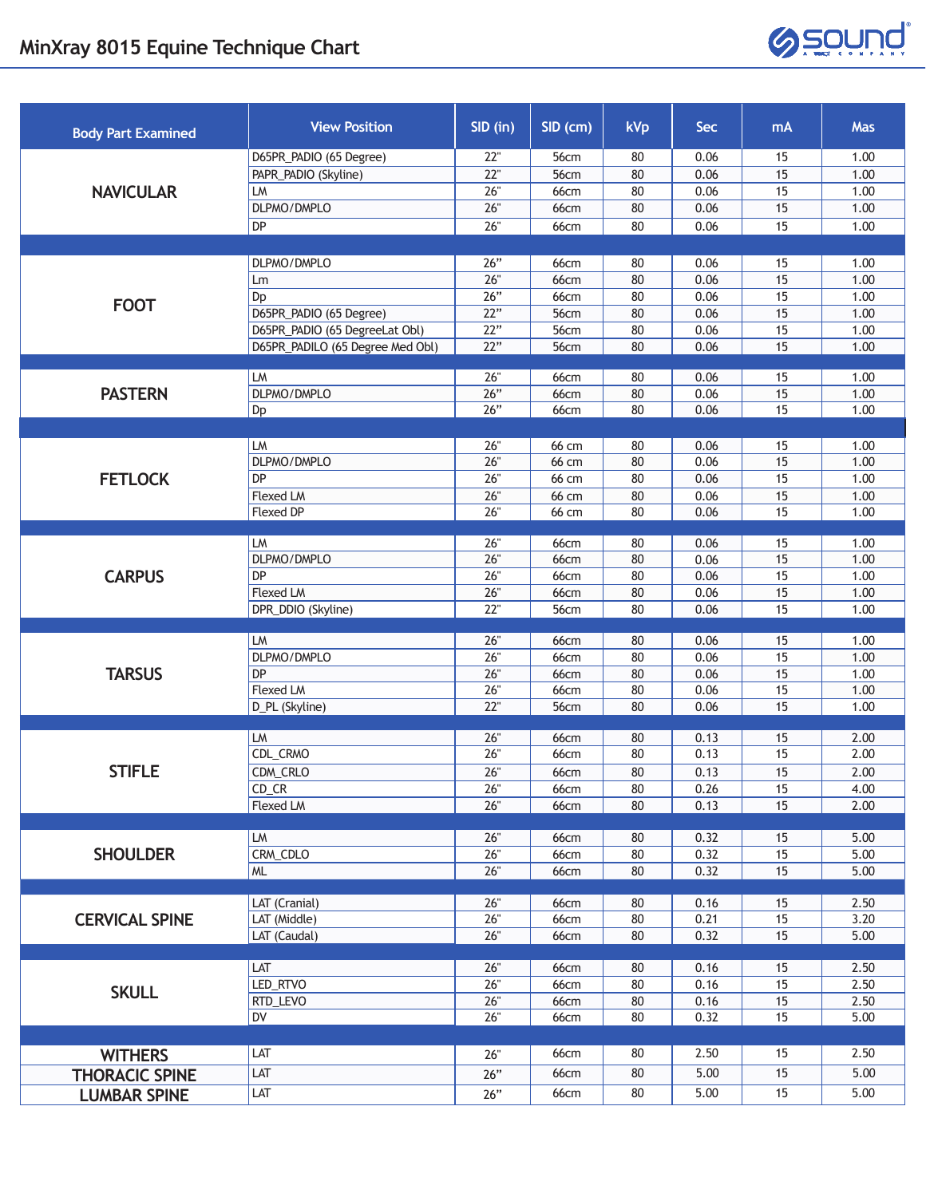# MinXray 8015 Equine Technique Chart

| Body Part Examined | View Position | SID (in) | SID (cm) | kVp | Sec | mA | Mas |
|---|---|---|---|---|---|---|---|
| NAVICULAR | D65PR_PADIO (65 Degree) | 22" | 56cm | 80 | 0.06 | 15 | 1.00 |
| | PAPR_PADIO (Skyline) | 22" | 56cm | 80 | 0.06 | 15 | 1.00 |
| | LM | 26" | 66cm | 80 | 0.06 | 15 | 1.00 |
| | DLPMO/DMPLO | 26" | 66cm | 80 | 0.06 | 15 | 1.00 |
| | DP | 26" | 66cm | 80 | 0.06 | 15 | 1.00 |
| FOOT | DLPMO/DMPLO | 26" | 66cm | 80 | 0.06 | 15 | 1.00 |
| | Lm | 26" | 66cm | 80 | 0.06 | 15 | 1.00 |
| | Dp | 26" | 66cm | 80 | 0.06 | 15 | 1.00 |
| | D65PR_PADIO (65 Degree) | 22" | 56cm | 80 | 0.06 | 15 | 1.00 |
| | D65PR_PADIO (65 DegreeLat Obl) | 22" | 56cm | 80 | 0.06 | 15 | 1.00 |
| | D65PR_PADILO (65 Degree Med Obl) | 22" | 56cm | 80 | 0.06 | 15 | 1.00 |
| PASTERN | LM | 26" | 66cm | 80 | 0.06 | 15 | 1.00 |
| | DLPMO/DMPLO | 26" | 66cm | 80 | 0.06 | 15 | 1.00 |
| | Dp | 26" | 66cm | 80 | 0.06 | 15 | 1.00 |
| FETLOCK | LM | 26" | 66 cm | 80 | 0.06 | 15 | 1.00 |
| | DLPMO/DMPLO | 26" | 66 cm | 80 | 0.06 | 15 | 1.00 |
| | DP | 26" | 66 cm | 80 | 0.06 | 15 | 1.00 |
| | Flexed LM | 26" | 66 cm | 80 | 0.06 | 15 | 1.00 |
| | Flexed DP | 26" | 66 cm | 80 | 0.06 | 15 | 1.00 |
| CARPUS | LM | 26" | 66cm | 80 | 0.06 | 15 | 1.00 |
| | DLPMO/DMPLO | 26" | 66cm | 80 | 0.06 | 15 | 1.00 |
| | DP | 26" | 66cm | 80 | 0.06 | 15 | 1.00 |
| | Flexed LM | 26" | 66cm | 80 | 0.06 | 15 | 1.00 |
| | DPR_DDIO (Skyline) | 22" | 56cm | 80 | 0.06 | 15 | 1.00 |
| TARSUS | LM | 26" | 66cm | 80 | 0.06 | 15 | 1.00 |
| | DLPMO/DMPLO | 26" | 66cm | 80 | 0.06 | 15 | 1.00 |
| | DP | 26" | 66cm | 80 | 0.06 | 15 | 1.00 |
| | Flexed LM | 26" | 66cm | 80 | 0.06 | 15 | 1.00 |
| | D_PL (Skyline) | 22" | 56cm | 80 | 0.06 | 15 | 1.00 |
| STIFLE | LM | 26" | 66cm | 80 | 0.13 | 15 | 2.00 |
| | CDL_CRMO | 26" | 66cm | 80 | 0.13 | 15 | 2.00 |
| | CDM_CRLO | 26" | 66cm | 80 | 0.13 | 15 | 2.00 |
| | CD_CR | 26" | 66cm | 80 | 0.26 | 15 | 4.00 |
| | Flexed LM | 26" | 66cm | 80 | 0.13 | 15 | 2.00 |
| SHOULDER | LM | 26" | 66cm | 80 | 0.32 | 15 | 5.00 |
| | CRM_CDLO | 26" | 66cm | 80 | 0.32 | 15 | 5.00 |
| | ML | 26" | 66cm | 80 | 0.32 | 15 | 5.00 |
| CERVICAL SPINE | LAT (Cranial) | 26" | 66cm | 80 | 0.16 | 15 | 2.50 |
| | LAT (Middle) | 26" | 66cm | 80 | 0.21 | 15 | 3.20 |
| | LAT (Caudal) | 26" | 66cm | 80 | 0.32 | 15 | 5.00 |
| SKULL | LAT | 26" | 66cm | 80 | 0.16 | 15 | 2.50 |
| | LED_RTVO | 26" | 66cm | 80 | 0.16 | 15 | 2.50 |
| | RTD_LEVO | 26" | 66cm | 80 | 0.16 | 15 | 2.50 |
| | DV | 26" | 66cm | 80 | 0.32 | 15 | 5.00 |
| WITHERS | LAT | 26" | 66cm | 80 | 2.50 | 15 | 2.50 |
| THORACIC SPINE | LAT | 26" | 66cm | 80 | 5.00 | 15 | 5.00 |
| LUMBAR SPINE | LAT | 26" | 66cm | 80 | 5.00 | 15 | 5.00 |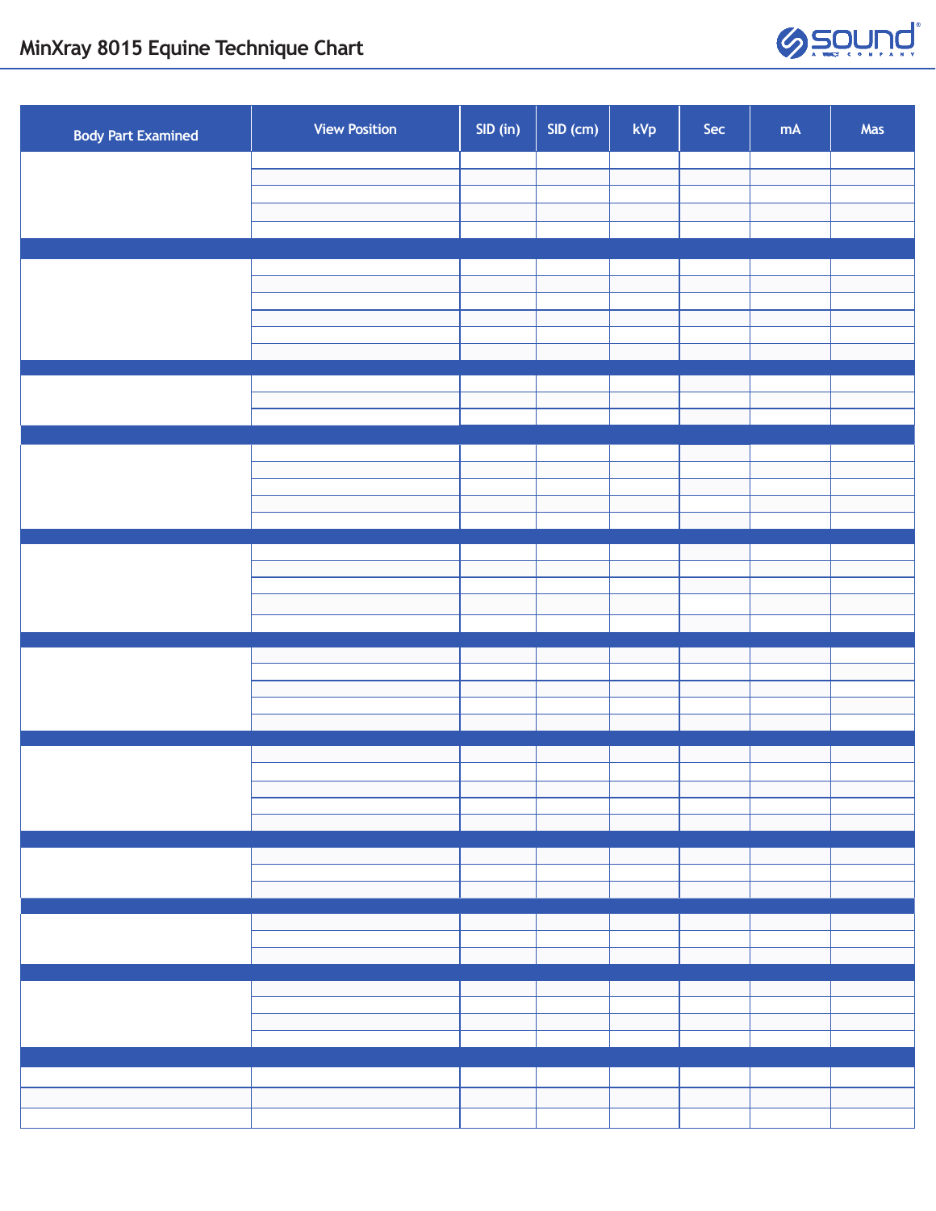# MinXray 8015 Equine Technique Chart

| Body Part Examined | View Position | SID (in) | SID (cm) | kVp | Sec | mA | Mas |
|---|---|---|---|---|---|---|---|
| | | | | | | | |